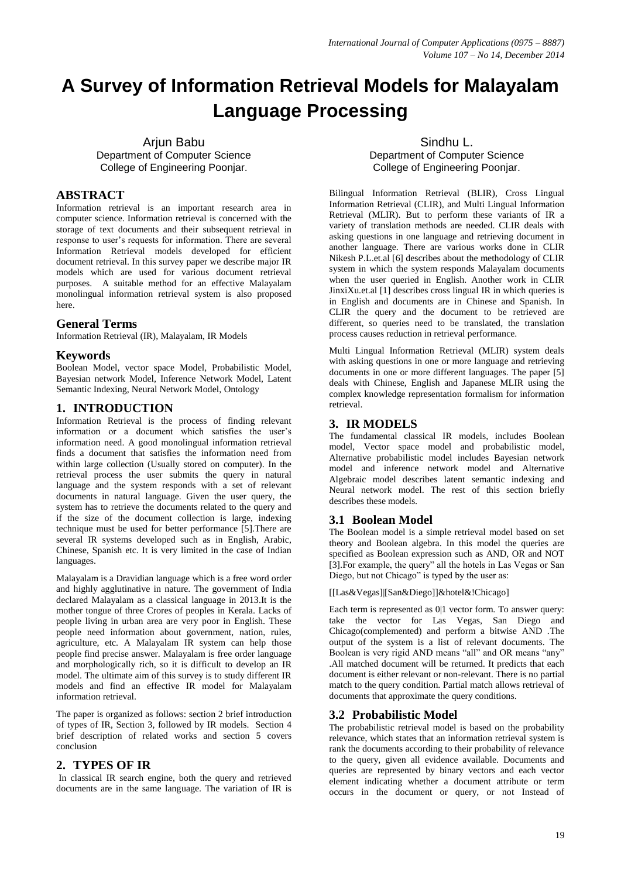# A Survey of Information Retrieval Models for Malayalam Language Processing

Arjun Babu
Department of Computer Science
College of Engineering Poonjar.

Sindhu L.
Department of Computer Science
College of Engineering Poonjar.

## ABSTRACT

Information retrieval is an important research area in computer science. Information retrieval is concerned with the storage of text documents and their subsequent retrieval in response to user's requests for information. There are several Information Retrieval models developed for efficient document retrieval. In this survey paper we describe major IR models which are used for various document retrieval purposes. A suitable method for an effective Malayalam monolingual information retrieval system is also proposed here.

## General Terms

Information Retrieval (IR), Malayalam, IR Models

## Keywords

Boolean Model, vector space Model, Probabilistic Model, Bayesian network Model, Inference Network Model, Latent Semantic Indexing, Neural Network Model, Ontology

## 1. INTRODUCTION

Information Retrieval is the process of finding relevant information or a document which satisfies the user's information need. A good monolingual information retrieval finds a document that satisfies the information need from within large collection (Usually stored on computer). In the retrieval process the user submits the query in natural language and the system responds with a set of relevant documents in natural language. Given the user query, the system has to retrieve the documents related to the query and if the size of the document collection is large, indexing technique must be used for better performance [5].There are several IR systems developed such as in English, Arabic, Chinese, Spanish etc. It is very limited in the case of Indian languages.

Malayalam is a Dravidian language which is a free word order and highly agglutinative in nature. The government of India declared Malayalam as a classical language in 2013.It is the mother tongue of three Crores of peoples in Kerala. Lacks of people living in urban area are very poor in English. These people need information about government, nation, rules, agriculture, etc. A Malayalam IR system can help those people find precise answer. Malayalam is free order language and morphologically rich, so it is difficult to develop an IR model. The ultimate aim of this survey is to study different IR models and find an effective IR model for Malayalam information retrieval.

The paper is organized as follows: section 2 brief introduction of types of IR, Section 3, followed by IR models. Section 4 brief description of related works and section 5 covers conclusion

## 2. TYPES OF IR

In classical IR search engine, both the query and retrieved documents are in the same language. The variation of IR is Bilingual Information Retrieval (BLIR), Cross Lingual Information Retrieval (CLIR), and Multi Lingual Information Retrieval (MLIR). But to perform these variants of IR a variety of translation methods are needed. CLIR deals with asking questions in one language and retrieving document in another language. There are various works done in CLIR Nikesh P.L.et.al [6] describes about the methodology of CLIR system in which the system responds Malayalam documents when the user queried in English. Another work in CLIR JinxiXu.et.al [1] describes cross lingual IR in which queries is in English and documents are in Chinese and Spanish. In CLIR the query and the document to be retrieved are different, so queries need to be translated, the translation process causes reduction in retrieval performance.

Multi Lingual Information Retrieval (MLIR) system deals with asking questions in one or more language and retrieving documents in one or more different languages. The paper [5] deals with Chinese, English and Japanese MLIR using the complex knowledge representation formalism for information retrieval.

## 3. IR MODELS

The fundamental classical IR models, includes Boolean model, Vector space model and probabilistic model, Alternative probabilistic model includes Bayesian network model and inference network model and Alternative Algebraic model describes latent semantic indexing and Neural network model. The rest of this section briefly describes these models.

### 3.1 Boolean Model

The Boolean model is a simple retrieval model based on set theory and Boolean algebra. In this model the queries are specified as Boolean expression such as AND, OR and NOT [3].For example, the query" all the hotels in Las Vegas or San Diego, but not Chicago" is typed by the user as:

[[Las&Vegas]|[San&Diego]]&hotel&!Chicago]

Each term is represented as 0|1 vector form. To answer query: take the vector for Las Vegas, San Diego and Chicago(complemented) and perform a bitwise AND .The output of the system is a list of relevant documents. The Boolean is very rigid AND means "all" and OR means "any" .All matched document will be returned. It predicts that each document is either relevant or non-relevant. There is no partial match to the query condition. Partial match allows retrieval of documents that approximate the query conditions.

### 3.2 Probabilistic Model

The probabilistic retrieval model is based on the probability relevance, which states that an information retrieval system is rank the documents according to their probability of relevance to the query, given all evidence available. Documents and queries are represented by binary vectors and each vector element indicating whether a document attribute or term occurs in the document or query, or not Instead of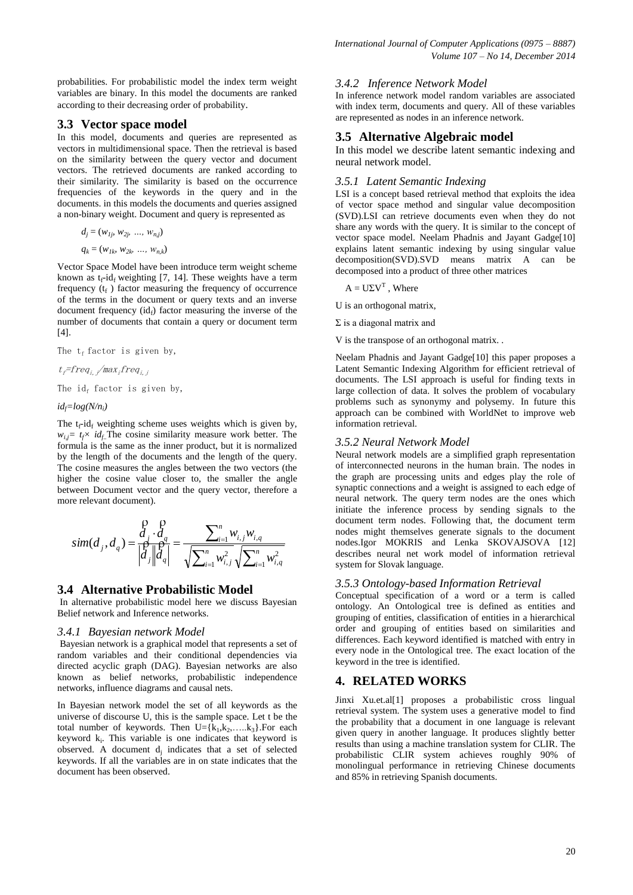probabilities. For probabilistic model the index term weight variables are binary. In this model the documents are ranked according to their decreasing order of probability.

## 3.3 Vector space model

In this model, documents and queries are represented as vectors in multidimensional space. Then the retrieval is based on the similarity between the query vector and document vectors. The retrieved documents are ranked according to their similarity. The similarity is based on the occurrence frequencies of the keywords in the query and in the documents. in this models the documents and queries assigned a non-binary weight. Document and query is represented as

$$d_j = (w_{1j}, w_{2j}, \ldots, w_{n,j})$$

$$q_k = (w_{1k}, w_{2k}, \ldots, w_{n,k})$$

Vector Space Model have been introduce term weight scheme known as $t_f$-$id_f$ weighting [7, 14]. These weights have a term frequency ($t_f$) factor measuring the frequency of occurrence of the terms in the document or query texts and an inverse document frequency ($id_f$) factor measuring the inverse of the number of documents that contain a query or document term [4].

The $t_f$ factor is given by,

$$t_f = freq_{i,j} / max_l freq_{l,j}$$

The $id_f$ factor is given by,

$$id_f = log(N/n_i)$$

The $t_f$-$id_f$ weighting scheme uses weights which is given by, $w_{i,j} = t_f \times id_f$. The cosine similarity measure work better. The formula is the same as the inner product, but it is normalized by the length of the documents and the length of the query. The cosine measures the angles between the two vectors (the higher the cosine value closer to, the smaller the angle between Document vector and the query vector, therefore a more relevant document).

$$sim(d_j, d_q) = \frac{\vec{d}_j \cdot \vec{d}_q}{\left|\vec{d}_j\right| \left|\vec{d}_q\right|} = \frac{\sum_{i=1}^{n} w_{i,j} w_{i,q}}{\sqrt{\sum_{i=1}^{n} w_{i,j}^2} \sqrt{\sum_{i=1}^{n} w_{i,q}^2}}$$

## 3.4 Alternative Probabilistic Model

In alternative probabilistic model here we discuss Bayesian Belief network and Inference networks.

### 3.4.1 Bayesian network Model

Bayesian network is a graphical model that represents a set of random variables and their conditional dependencies via directed acyclic graph (DAG). Bayesian networks are also known as belief networks, probabilistic independence networks, influence diagrams and causal nets.

In Bayesian network model the set of all keywords as the universe of discourse U, this is the sample space. Let t be the total number of keywords. Then $U=\{k_1,k_2,\ldots..k_3\}$.For each keyword $k_i$. This variable is one indicates that keyword is observed. A document $d_j$ indicates that a set of selected keywords. If all the variables are in on state indicates that the document has been observed.

### 3.4.2 Inference Network Model

In inference network model random variables are associated with index term, documents and query. All of these variables are represented as nodes in an inference network.

## 3.5 Alternative Algebraic model

In this model we describe latent semantic indexing and neural network model.

### 3.5.1 Latent Semantic Indexing

LSI is a concept based retrieval method that exploits the idea of vector space method and singular value decomposition (SVD).LSI can retrieve documents even when they do not share any words with the query. It is similar to the concept of vector space model. Neelam Phadnis and Jayant Gadge[10] explains latent semantic indexing by using singular value decomposition(SVD).SVD means matrix A can be decomposed into a product of three other matrices

$A = U\Sigma V^T$ , Where

U is an orthogonal matrix,

Σ is a diagonal matrix and

V is the transpose of an orthogonal matrix. .

Neelam Phadnis and Jayant Gadge[10] this paper proposes a Latent Semantic Indexing Algorithm for efficient retrieval of documents. The LSI approach is useful for finding texts in large collection of data. It solves the problem of vocabulary problems such as synonymy and polysemy. In future this approach can be combined with WorldNet to improve web information retrieval.

### 3.5.2 Neural Network Model

Neural network models are a simplified graph representation of interconnected neurons in the human brain. The nodes in the graph are processing units and edges play the role of synaptic connections and a weight is assigned to each edge of neural network. The query term nodes are the ones which initiate the inference process by sending signals to the document term nodes. Following that, the document term nodes might themselves generate signals to the document nodes.Igor MOKRIS and Lenka SKOVAJSOVA [12] describes neural net work model of information retrieval system for Slovak language.

### 3.5.3 Ontology-based Information Retrieval

Conceptual specification of a word or a term is called ontology. An Ontological tree is defined as entities and grouping of entities, classification of entities in a hierarchical order and grouping of entities based on similarities and differences. Each keyword identified is matched with entry in every node in the Ontological tree. The exact location of the keyword in the tree is identified.

# 4. RELATED WORKS

Jinxi Xu.et.al[1] proposes a probabilistic cross lingual retrieval system. The system uses a generative model to find the probability that a document in one language is relevant given query in another language. It produces slightly better results than using a machine translation system for CLIR. The probabilistic CLIR system achieves roughly 90% of monolingual performance in retrieving Chinese documents and 85% in retrieving Spanish documents.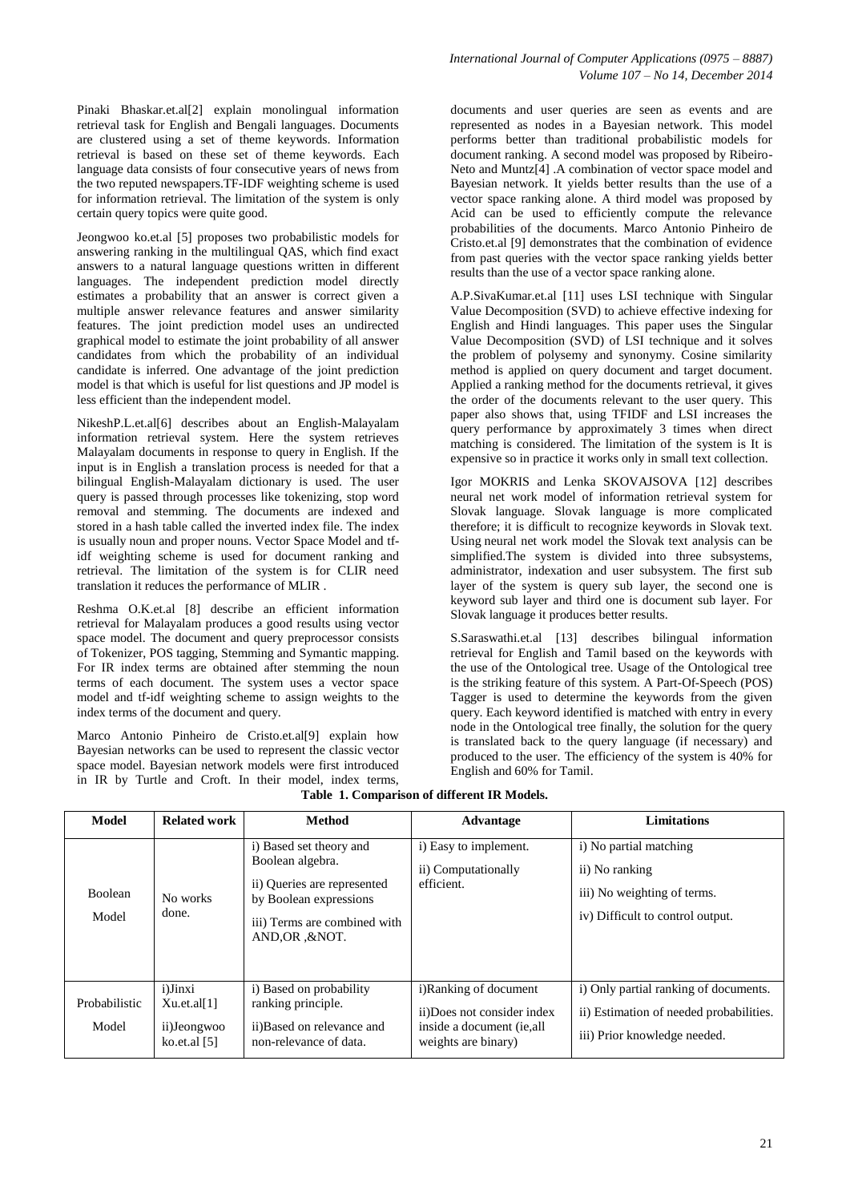Pinaki Bhaskar.et.al[2] explain monolingual information retrieval task for English and Bengali languages. Documents are clustered using a set of theme keywords. Information retrieval is based on these set of theme keywords. Each language data consists of four consecutive years of news from the two reputed newspapers.TF-IDF weighting scheme is used for information retrieval. The limitation of the system is only certain query topics were quite good.

Jeongwoo ko.et.al [5] proposes two probabilistic models for answering ranking in the multilingual QAS, which find exact answers to a natural language questions written in different languages. The independent prediction model directly estimates a probability that an answer is correct given a multiple answer relevance features and answer similarity features. The joint prediction model uses an undirected graphical model to estimate the joint probability of all answer candidates from which the probability of an individual candidate is inferred. One advantage of the joint prediction model is that which is useful for list questions and JP model is less efficient than the independent model.

NikeshP.L.et.al[6] describes about an English-Malayalam information retrieval system. Here the system retrieves Malayalam documents in response to query in English. If the input is in English a translation process is needed for that a bilingual English-Malayalam dictionary is used. The user query is passed through processes like tokenizing, stop word removal and stemming. The documents are indexed and stored in a hash table called the inverted index file. The index is usually noun and proper nouns. Vector Space Model and tf-idf weighting scheme is used for document ranking and retrieval. The limitation of the system is for CLIR need translation it reduces the performance of MLIR .

Reshma O.K.et.al [8] describe an efficient information retrieval for Malayalam produces a good results using vector space model. The document and query preprocessor consists of Tokenizer, POS tagging, Stemming and Symantic mapping. For IR index terms are obtained after stemming the noun terms of each document. The system uses a vector space model and tf-idf weighting scheme to assign weights to the index terms of the document and query.

Marco Antonio Pinheiro de Cristo.et.all[9] explain how Bayesian networks can be used to represent the classic vector space model. Bayesian network models were first introduced in IR by Turtle and Croft. In their model, index terms, documents and user queries are seen as events and are represented as nodes in a Bayesian network. This model performs better than traditional probabilistic models for document ranking. A second model was proposed by Ribeiro-Neto and Muntz[4] .A combination of vector space model and Bayesian network. It yields better results than the use of a vector space ranking alone. A third model was proposed by Acid can be used to efficiently compute the relevance probabilities of the documents. Marco Antonio Pinheiro de Cristo.et.al [9] demonstrates that the combination of evidence from past queries with the vector space ranking yields better results than the use of a vector space ranking alone.

A.P.SivaKumar.et.al [11] uses LSI technique with Singular Value Decomposition (SVD) to achieve effective indexing for English and Hindi languages. This paper uses the Singular Value Decomposition (SVD) of LSI technique and it solves the problem of polysemy and synonymy. Cosine similarity method is applied on query document and target document. Applied a ranking method for the documents retrieval, it gives the order of the documents relevant to the user query. This paper also shows that, using TFIDF and LSI increases the query performance by approximately 3 times when direct matching is considered. The limitation of the system is It is expensive so in practice it works only in small text collection.

Igor MOKRIS and Lenka SKOVAJSOVA [12] describes neural net work model of information retrieval system for Slovak language. Slovak language is more complicated therefore; it is difficult to recognize keywords in Slovak text. Using neural net work model the Slovak text analysis can be simplified.The system is divided into three subsystems, administrator, indexation and user subsystem. The first sub layer of the system is query sub layer, the second one is keyword sub layer and third one is document sub layer. For Slovak language it produces better results.

S.Saraswathi.et.al [13] describes bilingual information retrieval for English and Tamil based on the keywords with the use of the Ontological tree. Usage of the Ontological tree is the striking feature of this system. A Part-Of-Speech (POS) Tagger is used to determine the keywords from the given query. Each keyword identified is matched with entry in every node in the Ontological tree finally, the solution for the query is translated back to the query language (if necessary) and produced to the user. The efficiency of the system is 40% for English and 60% for Tamil.

**Table 1. Comparison of different IR Models.**

| Model | Related work | Method | Advantage | Limitations |
|---|---|---|---|---|
| Boolean Model | No works done. | i) Based set theory and Boolean algebra.<br>ii) Queries are represented by Boolean expressions<br>iii) Terms are combined with AND,OR ,&NOT. | i) Easy to implement.<br>ii) Computationally efficient. | i) No partial matching<br>ii) No ranking<br>iii) No weighting of terms.<br>iv) Difficult to control output. |
| Probabilistic Model | i)Jinxi Xu.et.al[1]<br>ii)Jeongwoo ko.et.al [5] | i) Based on probability ranking principle.<br>ii)Based on relevance and non-relevance of data. | i)Ranking of document<br>ii)Does not consider index inside a document (ie,all weights are binary) | i) Only partial ranking of documents.<br>ii) Estimation of needed probabilities.<br>iii) Prior knowledge needed. |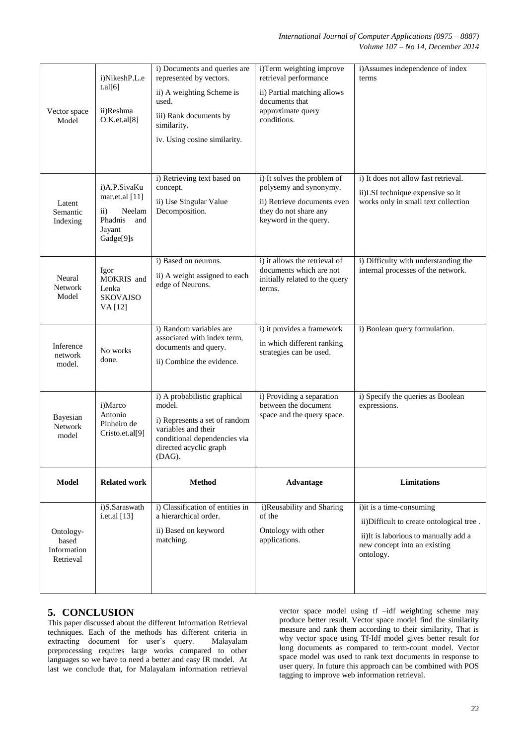| Vector space Model | i)NikeshP.L.e t.al[6]<br><br>ii)Reshma O.K.et.al[8] | i) Documents and queries are represented by vectors.<br><br>ii) A weighting Scheme is used.<br><br>iii) Rank documents by similarity.<br><br>iv. Using cosine similarity. | i)Term weighting improve retrieval performance<br><br>ii) Partial matching allows documents that approximate query conditions. | i)Assumes independence of index terms |
|---|---|---|---|---|
| Latent Semantic Indexing | i)A.P.SivaKumar.et.al [11]<br><br>ii) Neelam Phadnis and Jayant Gadge[9]s | i) Retrieving text based on concept.<br><br>ii) Use Singular Value Decomposition. | i) It solves the problem of polysemy and synonymy.<br><br>ii) Retrieve documents even they do not share any keyword in the query. | i) It does not allow fast retrieval.<br><br>ii)LSI technique expensive so it works only in small text collection |
| Neural Network Model | Igor MOKRIS and Lenka SKOVAJSOVA [12] | i) Based on neurons.<br><br>ii) A weight assigned to each edge of Neurons. | i) it allows the retrieval of documents which are not initially related to the query terms. | i) Difficulty with understanding the internal processes of the network. |
| Inference network model. | No works done. | i) Random variables are associated with index term, documents and query.<br><br>ii) Combine the evidence. | i) it provides a framework in which different ranking strategies can be used. | i) Boolean query formulation. |
| Bayesian Network model | i)Marco Antonio Pinheiro de Cristo.et.al[9] | i) A probabilistic graphical model.<br><br>i) Represents a set of random variables and their conditional dependencies via directed acyclic graph (DAG). | i) Providing a separation between the document space and the query space. | i) Specify the queries as Boolean expressions. |
| **Model** | **Related work** | **Method** | **Advantage** | **Limitations** |
| Ontology-based Information Retrieval | i)S.Saraswathi.et.al [13] | i) Classification of entities in a hierarchical order.<br><br>ii) Based on keyword matching. | i)Reusability and Sharing of the Ontology with other applications. | i)it is a time-consuming<br><br>ii)Difficult to create ontological tree .<br><br>ii)It is laborious to manually add a new concept into an existing ontology. |

## 5. CONCLUSION

This paper discussed about the different Information Retrieval techniques. Each of the methods has different criteria in extracting document for user's query. Malayalam preprocessing requires large works compared to other languages so we have to need a better and easy IR model. At last we conclude that, for Malayalam information retrieval vector space model using tf –idf weighting scheme may produce better result. Vector space model find the similarity measure and rank them according to their similarity, That is why vector space using Tf-Idf model gives better result for long documents as compared to term-count model. Vector space model was used to rank text documents in response to user query. In future this approach can be combined with POS tagging to improve web information retrieval.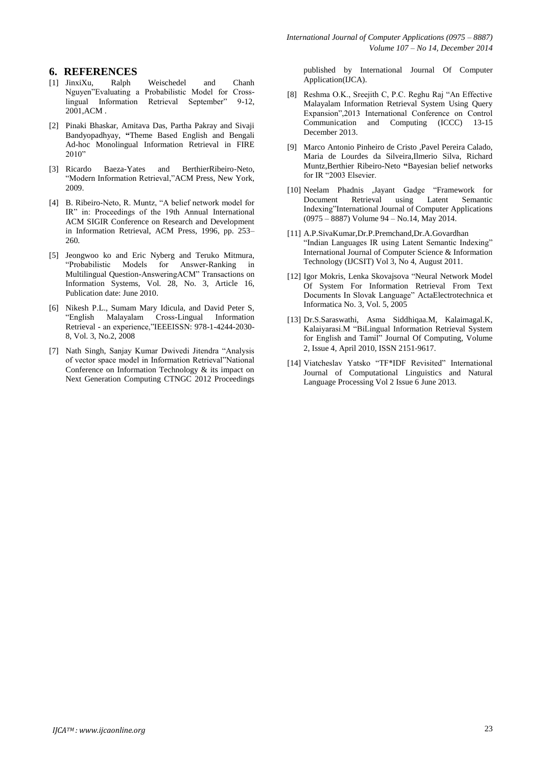## 6. REFERENCES

[1] JinxiXu, Ralph Weischedel and Chanh Nguyen"Evaluating a Probabilistic Model for Cross-lingual Information Retrieval September" 9-12, 2001,ACM .

[2] Pinaki Bhaskar, Amitava Das, Partha Pakray and Sivaji Bandyopadhyay, **"**Theme Based English and Bengali Ad-hoc Monolingual Information Retrieval in FIRE 2010"

[3] Ricardo Baeza-Yates and BerthierRibeiro-Neto, "Modern Information Retrieval,"ACM Press, New York, 2009.

[4] B. Ribeiro-Neto, R. Muntz, "A belief network model for IR" in: Proceedings of the 19th Annual International ACM SIGIR Conference on Research and Development in Information Retrieval, ACM Press, 1996, pp. 253–260.

[5] Jeongwoo ko and Eric Nyberg and Teruko Mitmura, "Probabilistic Models for Answer-Ranking in Multilingual Question-AnsweringACM" Transactions on Information Systems, Vol. 28, No. 3, Article 16, Publication date: June 2010.

[6] Nikesh P.L., Sumam Mary Idicula, and David Peter S, "English Malayalam Cross-Lingual Information Retrieval - an experience,"IEEEISSN: 978-1-4244-2030-8, Vol. 3, No.2, 2008

[7] Nath Singh, Sanjay Kumar Dwivedi Jitendra "Analysis of vector space model in Information Retrieval"National Conference on Information Technology & its impact on Next Generation Computing CTNGC 2012 Proceedings published by International Journal Of Computer Application(IJCA).

[8] Reshma O.K., Sreejith C, P.C. Reghu Raj "An Effective Malayalam Information Retrieval System Using Query Expansion",2013 International Conference on Control Communication and Computing (ICCC) 13-15 December 2013.

[9] Marco Antonio Pinheiro de Cristo ,Pavel Pereira Calado, Maria de Lourdes da Silveira,Ilmerio Silva, Richard Muntz,Berthier Ribeiro-Neto **"**Bayesian belief networks for IR "2003 Elsevier.

[10] Neelam Phadnis ,Jayant Gadge "Framework for Document Retrieval using Latent Semantic Indexing"International Journal of Computer Applications (0975 – 8887) Volume 94 – No.14, May 2014.

[11] A.P.SivaKumar,Dr.P.Premchand,Dr.A.Govardhan "Indian Languages IR using Latent Semantic Indexing" International Journal of Computer Science & Information Technology (IJCSIT) Vol 3, No 4, August 2011.

[12] Igor Mokris, Lenka Skovajsova "Neural Network Model Of System For Information Retrieval From Text Documents In Slovak Language" ActaElectrotechnica et Informatica No. 3, Vol. 5, 2005

[13] Dr.S.Saraswathi, Asma Siddhiqaa.M, Kalaimagal.K, Kalaiyarasi.M "BiLingual Information Retrieval System for English and Tamil" Journal Of Computing, Volume 2, Issue 4, April 2010, ISSN 2151-9617.

[14] Viatcheslav Yatsko "TF*IDF Revisited" International Journal of Computational Linguistics and Natural Language Processing Vol 2 Issue 6 June 2013.